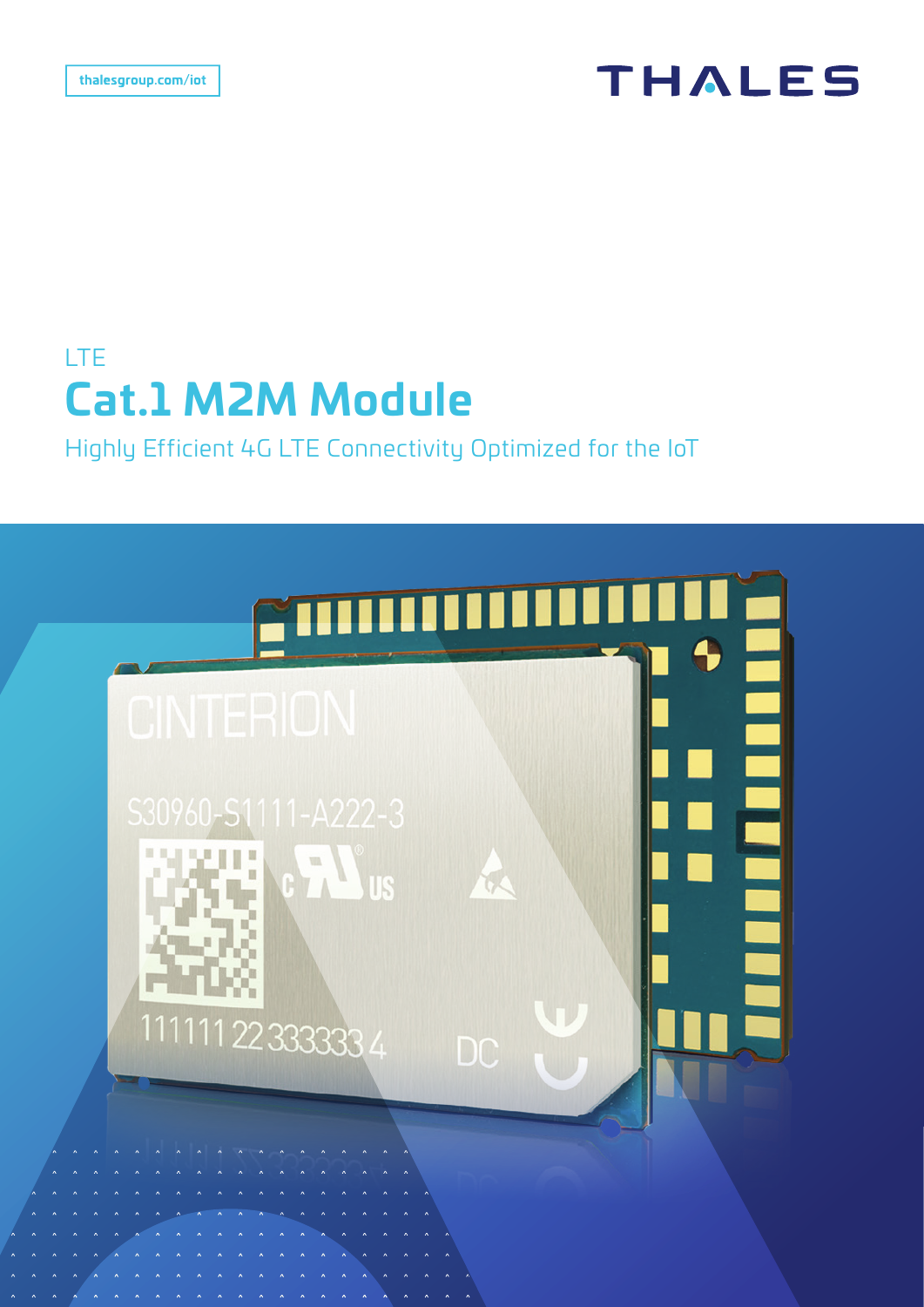thalesgroup.com/iot

THALES

LTE

# Cat.1 M2M Module

Highly Efficient 4G LTE Connectivity Optimized for the IoT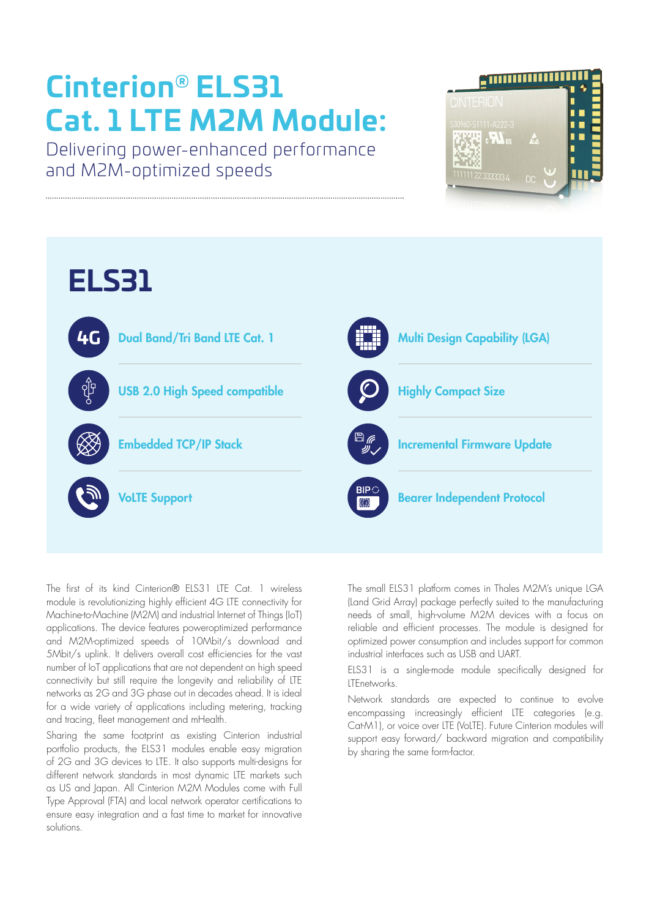# Cinterion® ELS31 Cat. 1 LTE M2M Module:

Delivering power-enhanced performance and M2M-optimized speeds

## ELS31

- Dual Band/Tri Band LTE Cat. 1
- USB 2.0 High Speed compatible
- Embedded TCP/IP Stack
- VoLTE Support
- Multi Design Capability (LGA)
- Highly Compact Size
- Incremental Firmware Update
- Bearer Independent Protocol

The first of its kind Cinterion® ELS31 LTE Cat. 1 wireless module is revolutionizing highly efficient 4G LTE connectivity for Machine-to-Machine (M2M) and industrial Internet of Things (IoT) applications. The device features poweroptimized performance and M2M-optimized speeds of 10Mbit/s download and 5Mbit/s uplink. It delivers overall cost efficiencies for the vast number of IoT applications that are not dependent on high speed connectivity but still require the longevity and reliability of LTE networks as 2G and 3G phase out in decades ahead. It is ideal for a wide variety of applications including metering, tracking and tracing, fleet management and mHealth.

Sharing the same footprint as existing Cinterion industrial portfolio products, the ELS31 modules enable easy migration of 2G and 3G devices to LTE. It also supports multi-designs for different network standards in most dynamic LTE markets such as US and Japan. All Cinterion M2M Modules come with Full Type Approval (FTA) and local network operator certifications to ensure easy integration and a fast time to market for innovative solutions.

The small ELS31 platform comes in Thales M2M's unique LGA (Land Grid Array) package perfectly suited to the manufacturing needs of small, high-volume M2M devices with a focus on reliable and efficient processes. The module is designed for optimized power consumption and includes support for common industrial interfaces such as USB and UART.

ELS31 is a single-mode module specifically designed for LTEnetworks.

Network standards are expected to continue to evolve encompassing increasingly efficient LTE categories (e.g. Cat-M1), or voice over LTE (VoLTE). Future Cinterion modules will support easy forward/ backward migration and compatibility by sharing the same form-factor.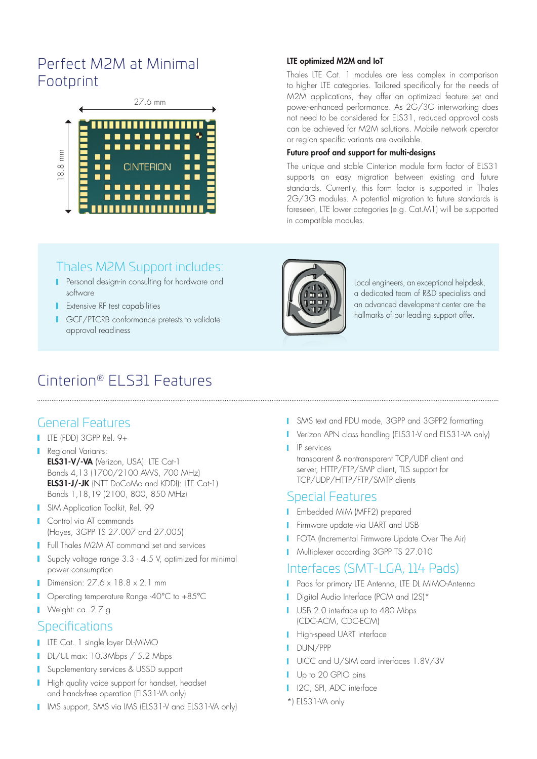# Perfect M2M at Minimal Footprint

27.6 mm

18.8 mm

CINTERION

### LTE optimized M2M and IoT

Thales LTE Cat. 1 modules are less complex in comparison to higher LTE categories. Tailored specifically for the needs of M2M applications, they offer an optimized feature set and power-enhanced performance. As 2G/3G interworking does not need to be considered for ELS31, reduced approval costs can be achieved for M2M solutions. Mobile network operator or region specific variants are available.

### Future proof and support for multi-designs

The unique and stable Cinterion module form factor of ELS31 supports an easy migration between existing and future standards. Currently, this form factor is supported in Thales 2G/3G modules. A potential migration to future standards is foreseen, LTE lower categories (e.g. Cat.M1) will be supported in compatible modules.

## Thales M2M Support includes:

- Personal design-in consulting for hardware and software
- Extensive RF test capabilities
- GCF/PTCRB conformance pretests to validate approval readiness

Local engineers, an exceptional helpdesk, a dedicated team of R&D specialists and an advanced development center are the hallmarks of our leading support offer.

# Cinterion® ELS31 Features

## General Features

- LTE (FDD) 3GPP Rel. 9+
- Regional Variants:
  **ELS31-V/-VA** (Verizon, USA): LTE Cat-1
  Bands 4,13 (1700/2100 AWS, 700 MHz)
  **ELS31-J/-JK** (NTT DoCoMo and KDDI): LTE Cat-1)
  Bands 1,18,19 (2100, 800, 850 MHz)
- SIM Application Toolkit, Rel. 99
- Control via AT commands
  (Hayes, 3GPP TS 27.007 and 27.005)
- Full Thales M2M AT command set and services
- Supply voltage range 3.3 - 4.5 V, optimized for minimal power consumption
- Dimension: 27.6 x 18.8 x 2.1 mm
- Operating temperature Range -40°C to +85°C
- Weight: ca. 2.7 g

## Specifications

- LTE Cat. 1 single layer DL-MIMO
- DL/UL max: 10.3Mbps / 5.2 Mbps
- Supplementary services & USSD support
- High quality voice support for handset, headset and hands-free operation (ELS31-VA only)
- IMS support, SMS via IMS (ELS31-V and ELS31-VA only)
- SMS text and PDU mode, 3GPP and 3GPP2 formatting
- Verizon APN class handling (ELS31-V and ELS31-VA only)
- IP services
  transparent & nontransparent TCP/UDP client and server, HTTP/FTP/SMP client, TLS support for TCP/UDP/HTTP/FTP/SMTP clients

## Special Features

- Embedded MIM (MFF2) prepared
- Firmware update via UART and USB
- FOTA (Incremental Firmware Update Over The Air)
- Multiplexer according 3GPP TS 27.010

## Interfaces (SMT-LGA, 114 Pads)

- Pads for primary LTE Antenna, LTE DL MIMO-Antenna
- Digital Audio Interface (PCM and I2S)*
- USB 2.0 interface up to 480 Mbps (CDC-ACM, CDC-ECM)
- High-speed UART interface
- DUN/PPP
- UICC and U/SIM card interfaces 1.8V/3V
- Up to 20 GPIO pins
- I2C, SPI, ADC interface

*) ELS31-VA only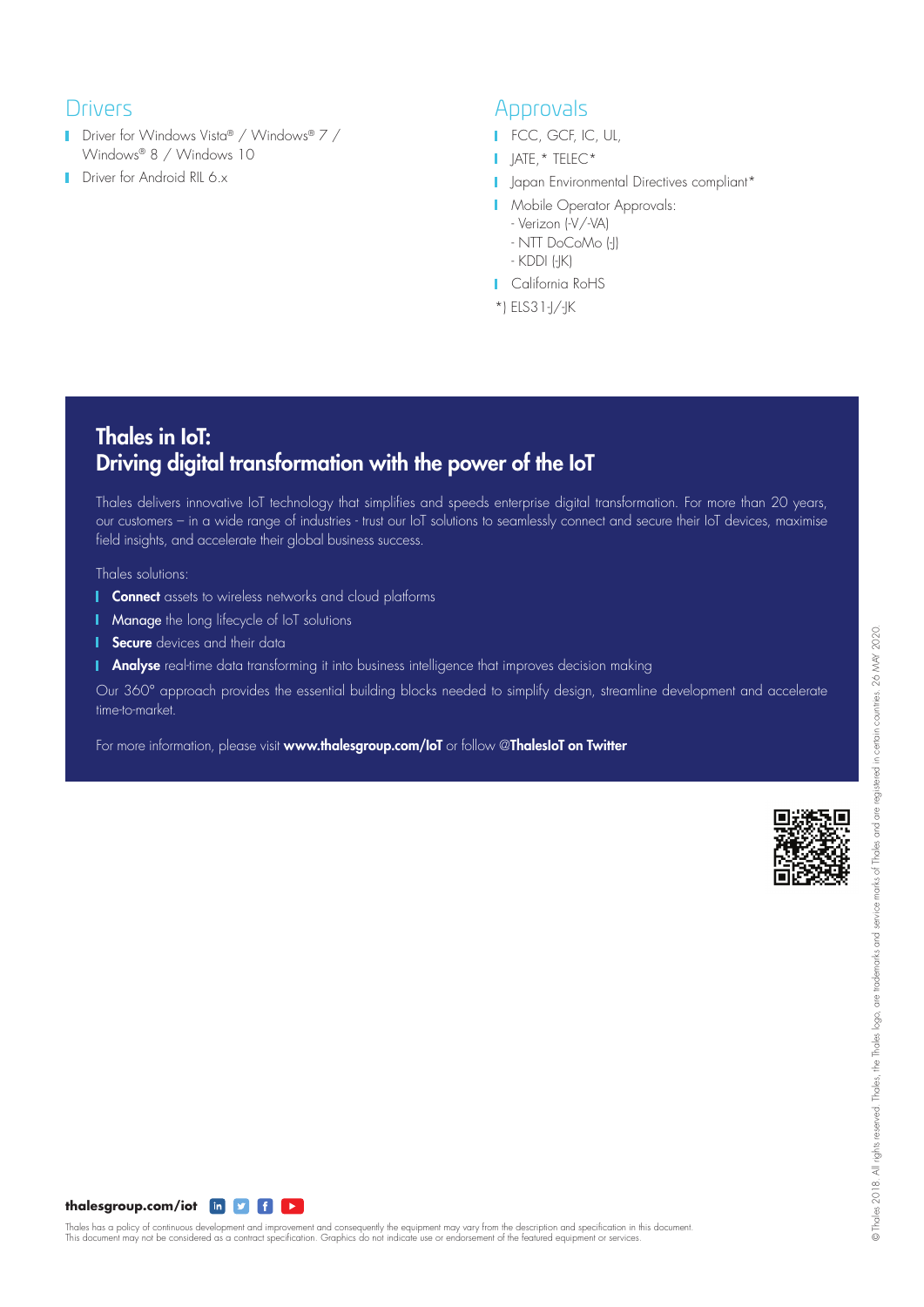## Drivers

- Driver for Windows Vista® / Windows® 7 / Windows® 8 / Windows 10
- Driver for Android RIL 6.x

## Approvals

- FCC, GCF, IC, UL,
- JATE,* TELEC*
- Japan Environmental Directives compliant*
- Mobile Operator Approvals:
  - Verizon (-V/-VA)
  - NTT DoCoMo (-J)
  - KDDI (-JK)
- California RoHS

*) ELS31-J/-JK

## Thales in IoT: Driving digital transformation with the power of the IoT

Thales delivers innovative IoT technology that simplifies and speeds enterprise digital transformation. For more than 20 years, our customers – in a wide range of industries - trust our IoT solutions to seamlessly connect and secure their IoT devices, maximise field insights, and accelerate their global business success.

Thales solutions:

- **Connect** assets to wireless networks and cloud platforms
- **Manage** the long lifecycle of IoT solutions
- **Secure** devices and their data
- **Analyse** real-time data transforming it into business intelligence that improves decision making

Our 360° approach provides the essential building blocks needed to simplify design, streamline development and accelerate time-to-market.

For more information, please visit **www.thalesgroup.com/IoT** or follow @**ThalesIoT on Twitter**

**thalesgroup.com/iot**

Thales has a policy of continuous development and improvement and consequently the equipment may vary from the description and specification in this document. This document may not be considered as a contract specification. Graphics do not indicate use or endorsement of the featured equipment or services.

© Thales 2018. All rights reserved. Thales, the Thales logo, are trademarks and service marks of Thales and are registered in certain countries. 26 MAY 2020.